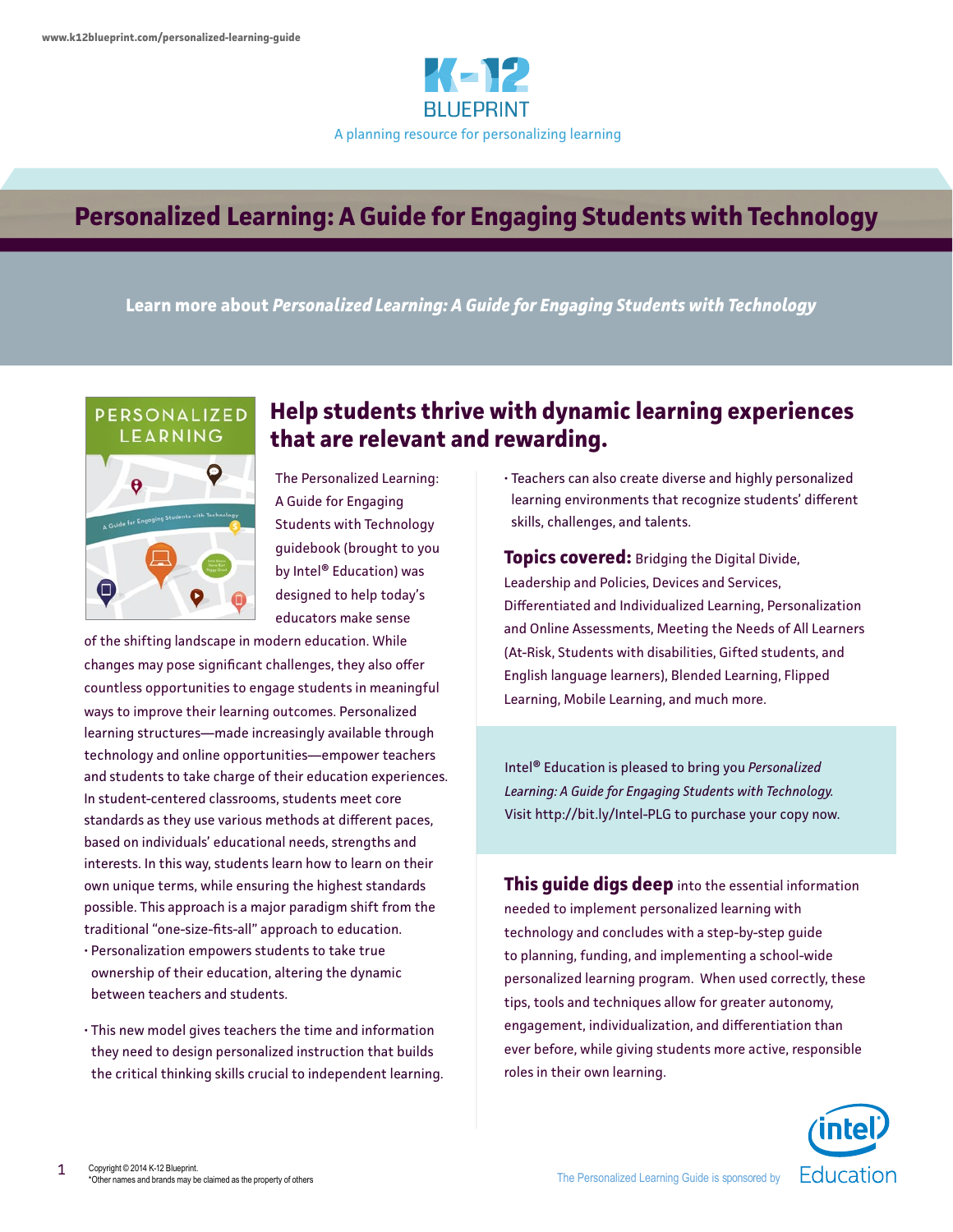www.k12blueprint.com/personalized-learning-guide

K-12 BLUEPRINT

A planning resource for personalizing learning

# Personalized Learning: A Guide for Engaging Students with Technology

**Learn more about *Personalized Learning: A Guide for Engaging Students with Technology***

## Help students thrive with dynamic learning experiences that are relevant and rewarding.

The Personalized Learning: A Guide for Engaging Students with Technology guidebook (brought to you by Intel® Education) was designed to help today's educators make sense of the shifting landscape in modern education. While changes may pose significant challenges, they also offer countless opportunities to engage students in meaningful ways to improve their learning outcomes. Personalized learning structures—made increasingly available through technology and online opportunities—empower teachers and students to take charge of their education experiences. In student-centered classrooms, students meet core standards as they use various methods at different paces, based on individuals' educational needs, strengths and interests. In this way, students learn how to learn on their own unique terms, while ensuring the highest standards possible. This approach is a major paradigm shift from the traditional "one-size-fits-all" approach to education.

- Personalization empowers students to take true ownership of their education, altering the dynamic between teachers and students.
- This new model gives teachers the time and information they need to design personalized instruction that builds the critical thinking skills crucial to independent learning.
- Teachers can also create diverse and highly personalized learning environments that recognize students' different skills, challenges, and talents.

**Topics covered:** Bridging the Digital Divide, Leadership and Policies, Devices and Services, Differentiated and Individualized Learning, Personalization and Online Assessments, Meeting the Needs of All Learners (At-Risk, Students with disabilities, Gifted students, and English language learners), Blended Learning, Flipped Learning, Mobile Learning, and much more.

Intel® Education is pleased to bring you *Personalized Learning: A Guide for Engaging Students with Technology.* Visit http://bit.ly/Intel-PLG to purchase your copy now.

**This guide digs deep** into the essential information needed to implement personalized learning with technology and concludes with a step-by-step guide to planning, funding, and implementing a school-wide personalized learning program. When used correctly, these tips, tools and techniques allow for greater autonomy, engagement, individualization, and differentiation than ever before, while giving students more active, responsible roles in their own learning.

Copyright © 2014 K-12 Blueprint.
*Other names and brands may be claimed as the property of others

The Personalized Learning Guide is sponsored by Intel Education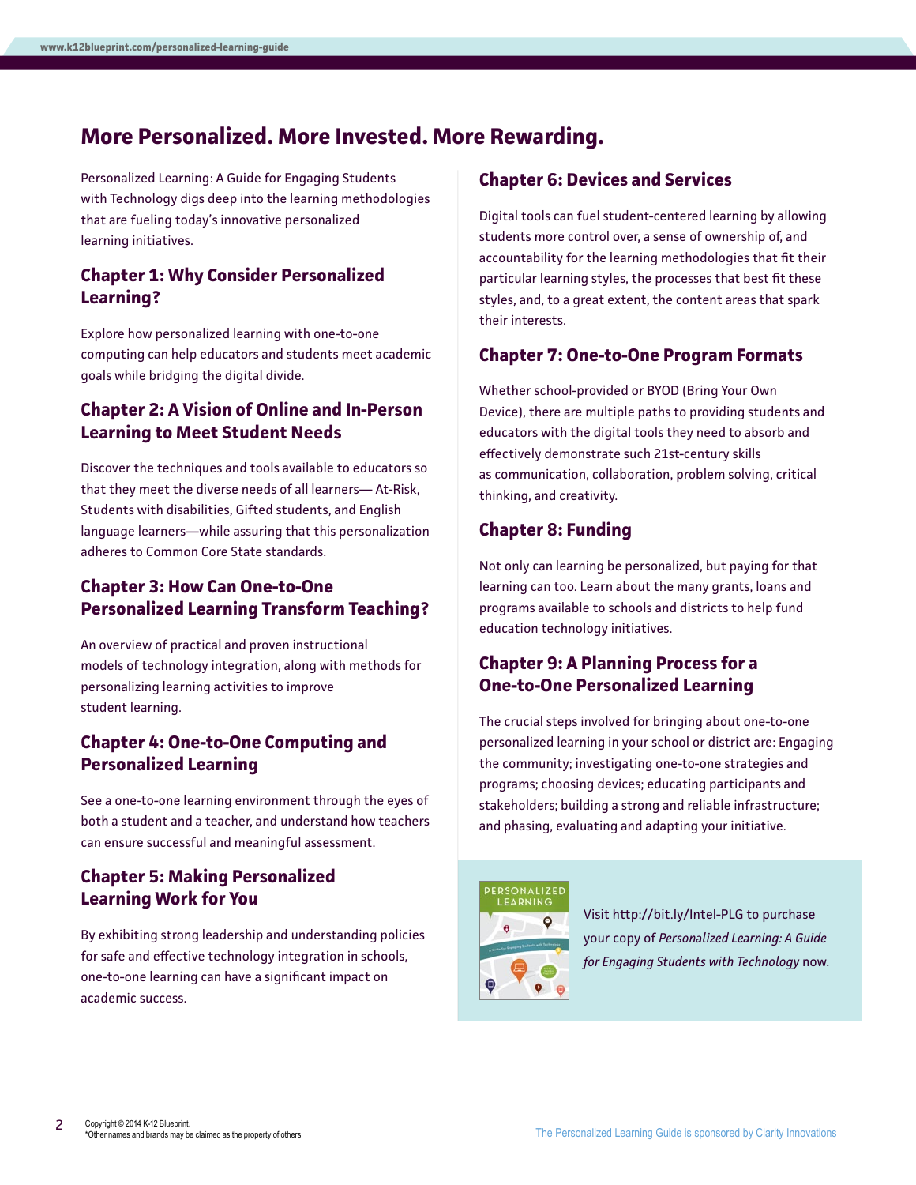## More Personalized. More Invested. More Rewarding.

Personalized Learning: A Guide for Engaging Students with Technology digs deep into the learning methodologies that are fueling today's innovative personalized learning initiatives.

### Chapter 1: Why Consider Personalized Learning?

Explore how personalized learning with one-to-one computing can help educators and students meet academic goals while bridging the digital divide.

### Chapter 2: A Vision of Online and In-Person Learning to Meet Student Needs

Discover the techniques and tools available to educators so that they meet the diverse needs of all learners— At-Risk, Students with disabilities, Gifted students, and English language learners—while assuring that this personalization adheres to Common Core State standards.

### Chapter 3: How Can One-to-One Personalized Learning Transform Teaching?

An overview of practical and proven instructional models of technology integration, along with methods for personalizing learning activities to improve student learning.

### Chapter 4: One-to-One Computing and Personalized Learning

See a one-to-one learning environment through the eyes of both a student and a teacher, and understand how teachers can ensure successful and meaningful assessment.

### Chapter 5: Making Personalized Learning Work for You

By exhibiting strong leadership and understanding policies for safe and effective technology integration in schools, one-to-one learning can have a significant impact on academic success.

### Chapter 6: Devices and Services

Digital tools can fuel student-centered learning by allowing students more control over, a sense of ownership of, and accountability for the learning methodologies that fit their particular learning styles, the processes that best fit these styles, and, to a great extent, the content areas that spark their interests.

### Chapter 7: One-to-One Program Formats

Whether school-provided or BYOD (Bring Your Own Device), there are multiple paths to providing students and educators with the digital tools they need to absorb and effectively demonstrate such 21st-century skills as communication, collaboration, problem solving, critical thinking, and creativity.

### Chapter 8: Funding

Not only can learning be personalized, but paying for that learning can too. Learn about the many grants, loans and programs available to schools and districts to help fund education technology initiatives.

### Chapter 9: A Planning Process for a One-to-One Personalized Learning

The crucial steps involved for bringing about one-to-one personalized learning in your school or district are: Engaging the community; investigating one-to-one strategies and programs; choosing devices; educating participants and stakeholders; building a strong and reliable infrastructure; and phasing, evaluating and adapting your initiative.

Visit http://bit.ly/Intel-PLG to purchase your copy of *Personalized Learning: A Guide for Engaging Students with Technology* now.

Copyright © 2014 K-12 Blueprint.
*Other names and brands may be claimed as the property of others

The Personalized Learning Guide is sponsored by Clarity Innovations